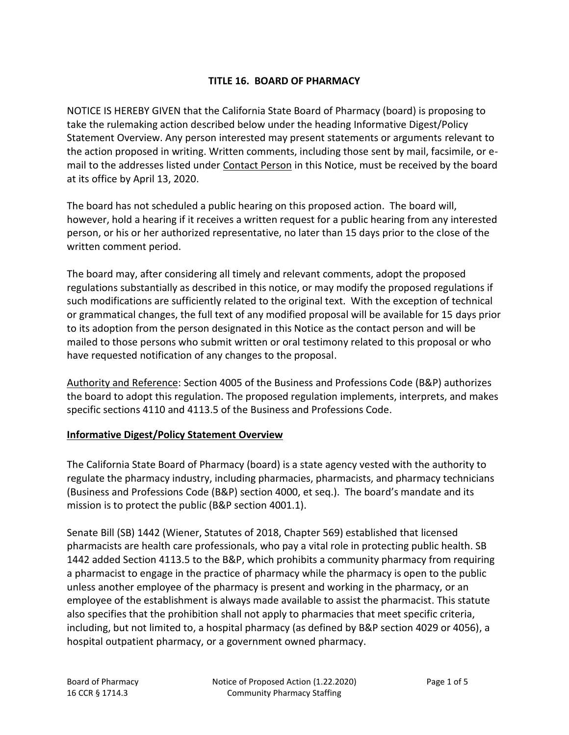# TITLE 16. BOARD OF PHARMACY

NOTICE IS HEREBY GIVEN that the California State Board of Pharmacy (board) is proposing to take the rulemaking action described below under the heading Informative Digest/Policy Statement Overview. Any person interested may present statements or arguments relevant to the action proposed in writing. Written comments, including those sent by mail, facsimile, or e-mail to the addresses listed under Contact Person in this Notice, must be received by the board at its office by April 13, 2020.

The board has not scheduled a public hearing on this proposed action. The board will, however, hold a hearing if it receives a written request for a public hearing from any interested person, or his or her authorized representative, no later than 15 days prior to the close of the written comment period.

The board may, after considering all timely and relevant comments, adopt the proposed regulations substantially as described in this notice, or may modify the proposed regulations if such modifications are sufficiently related to the original text. With the exception of technical or grammatical changes, the full text of any modified proposal will be available for 15 days prior to its adoption from the person designated in this Notice as the contact person and will be mailed to those persons who submit written or oral testimony related to this proposal or who have requested notification of any changes to the proposal.

Authority and Reference: Section 4005 of the Business and Professions Code (B&P) authorizes the board to adopt this regulation. The proposed regulation implements, interprets, and makes specific sections 4110 and 4113.5 of the Business and Professions Code.

## Informative Digest/Policy Statement Overview

The California State Board of Pharmacy (board) is a state agency vested with the authority to regulate the pharmacy industry, including pharmacies, pharmacists, and pharmacy technicians (Business and Professions Code (B&P) section 4000, et seq.). The board's mandate and its mission is to protect the public (B&P section 4001.1).

Senate Bill (SB) 1442 (Wiener, Statutes of 2018, Chapter 569) established that licensed pharmacists are health care professionals, who pay a vital role in protecting public health. SB 1442 added Section 4113.5 to the B&P, which prohibits a community pharmacy from requiring a pharmacist to engage in the practice of pharmacy while the pharmacy is open to the public unless another employee of the pharmacy is present and working in the pharmacy, or an employee of the establishment is always made available to assist the pharmacist. This statute also specifies that the prohibition shall not apply to pharmacies that meet specific criteria, including, but not limited to, a hospital pharmacy (as defined by B&P section 4029 or 4056), a hospital outpatient pharmacy, or a government owned pharmacy.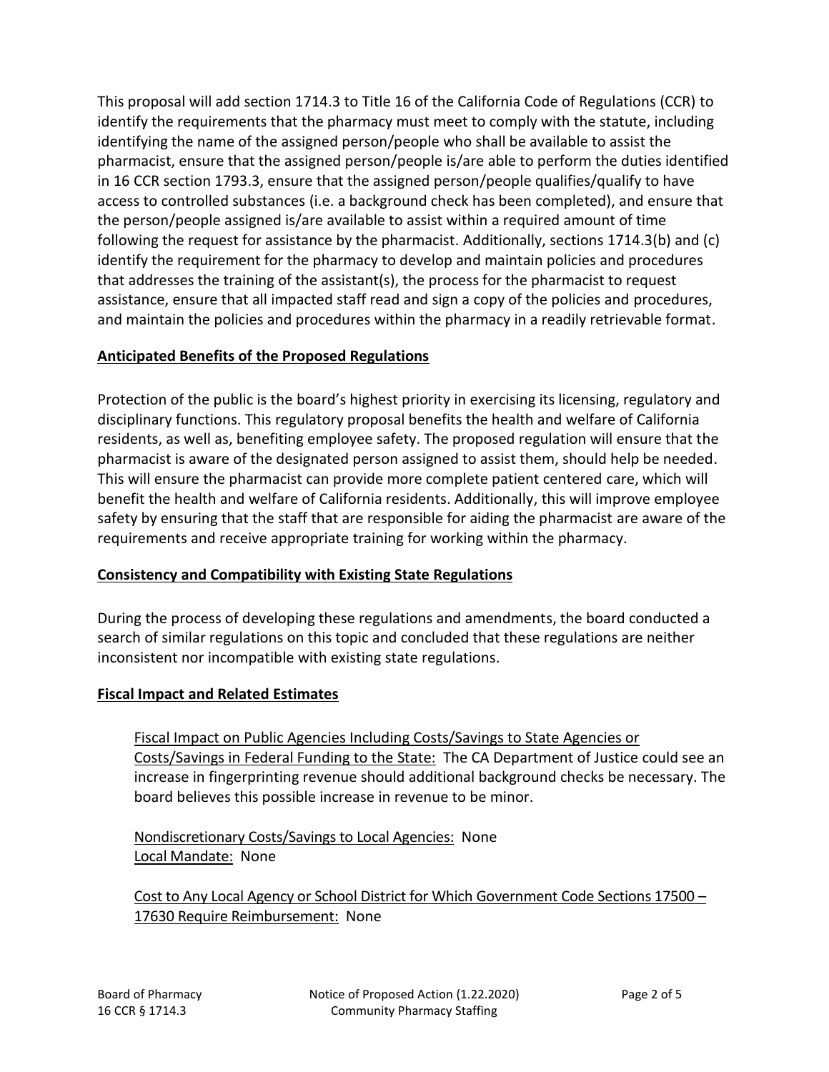This proposal will add section 1714.3 to Title 16 of the California Code of Regulations (CCR) to identify the requirements that the pharmacy must meet to comply with the statute, including identifying the name of the assigned person/people who shall be available to assist the pharmacist, ensure that the assigned person/people is/are able to perform the duties identified in 16 CCR section 1793.3, ensure that the assigned person/people qualifies/qualify to have access to controlled substances (i.e. a background check has been completed), and ensure that the person/people assigned is/are available to assist within a required amount of time following the request for assistance by the pharmacist. Additionally, sections 1714.3(b) and (c) identify the requirement for the pharmacy to develop and maintain policies and procedures that addresses the training of the assistant(s), the process for the pharmacist to request assistance, ensure that all impacted staff read and sign a copy of the policies and procedures, and maintain the policies and procedures within the pharmacy in a readily retrievable format.

**Anticipated Benefits of the Proposed Regulations**

Protection of the public is the board's highest priority in exercising its licensing, regulatory and disciplinary functions. This regulatory proposal benefits the health and welfare of California residents, as well as, benefiting employee safety. The proposed regulation will ensure that the pharmacist is aware of the designated person assigned to assist them, should help be needed. This will ensure the pharmacist can provide more complete patient centered care, which will benefit the health and welfare of California residents. Additionally, this will improve employee safety by ensuring that the staff that are responsible for aiding the pharmacist are aware of the requirements and receive appropriate training for working within the pharmacy.

**Consistency and Compatibility with Existing State Regulations**

During the process of developing these regulations and amendments, the board conducted a search of similar regulations on this topic and concluded that these regulations are neither inconsistent nor incompatible with existing state regulations.

**Fiscal Impact and Related Estimates**

Fiscal Impact on Public Agencies Including Costs/Savings to State Agencies or Costs/Savings in Federal Funding to the State: The CA Department of Justice could see an increase in fingerprinting revenue should additional background checks be necessary. The board believes this possible increase in revenue to be minor.

Nondiscretionary Costs/Savings to Local Agencies: None
Local Mandate: None

Cost to Any Local Agency or School District for Which Government Code Sections 17500 – 17630 Require Reimbursement: None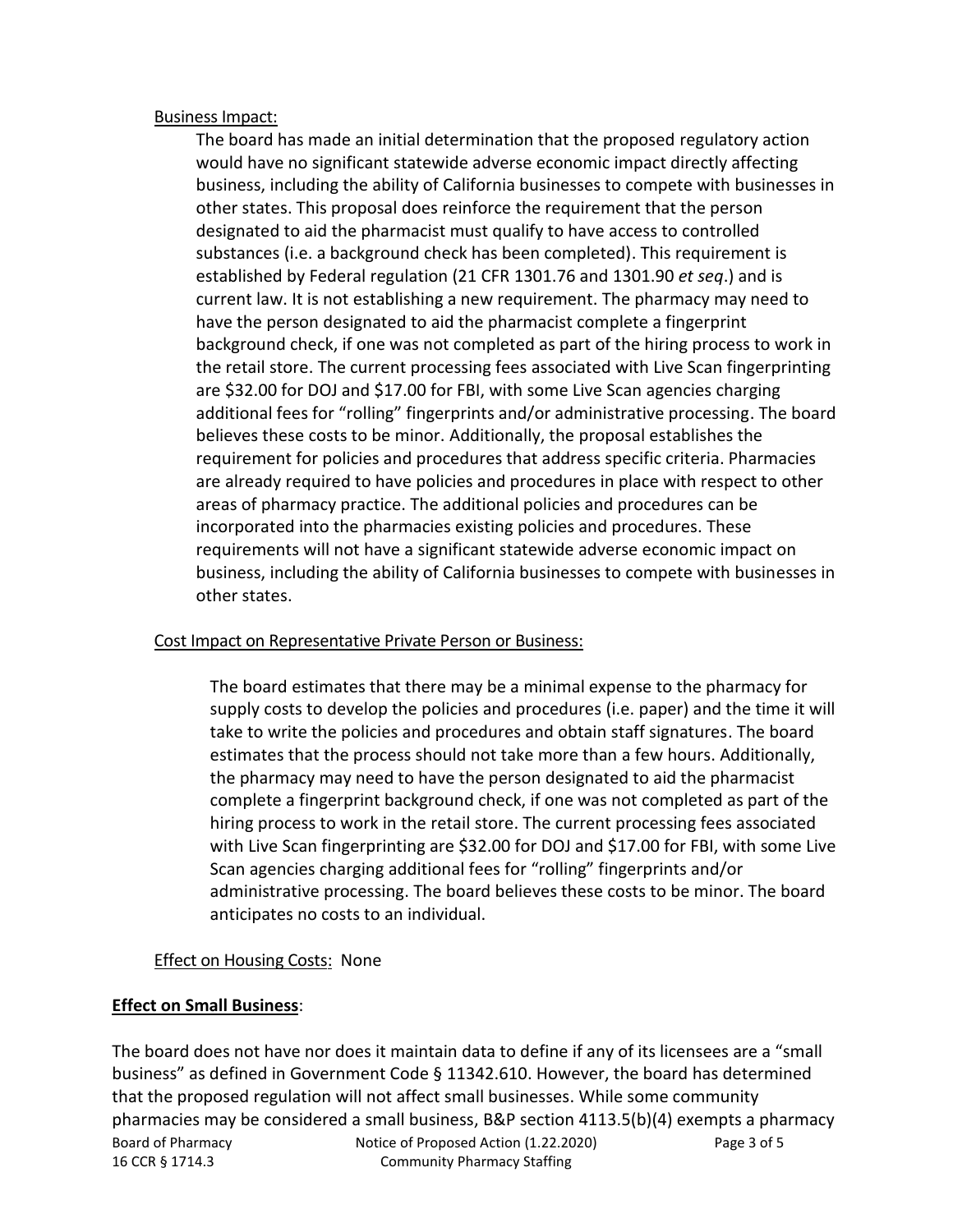Business Impact:

The board has made an initial determination that the proposed regulatory action would have no significant statewide adverse economic impact directly affecting business, including the ability of California businesses to compete with businesses in other states. This proposal does reinforce the requirement that the person designated to aid the pharmacist must qualify to have access to controlled substances (i.e. a background check has been completed). This requirement is established by Federal regulation (21 CFR 1301.76 and 1301.90 *et seq*.) and is current law. It is not establishing a new requirement. The pharmacy may need to have the person designated to aid the pharmacist complete a fingerprint background check, if one was not completed as part of the hiring process to work in the retail store. The current processing fees associated with Live Scan fingerprinting are $32.00 for DOJ and $17.00 for FBI, with some Live Scan agencies charging additional fees for "rolling" fingerprints and/or administrative processing. The board believes these costs to be minor. Additionally, the proposal establishes the requirement for policies and procedures that address specific criteria. Pharmacies are already required to have policies and procedures in place with respect to other areas of pharmacy practice. The additional policies and procedures can be incorporated into the pharmacies existing policies and procedures. These requirements will not have a significant statewide adverse economic impact on business, including the ability of California businesses to compete with businesses in other states.

Cost Impact on Representative Private Person or Business:

The board estimates that there may be a minimal expense to the pharmacy for supply costs to develop the policies and procedures (i.e. paper) and the time it will take to write the policies and procedures and obtain staff signatures. The board estimates that the process should not take more than a few hours. Additionally, the pharmacy may need to have the person designated to aid the pharmacist complete a fingerprint background check, if one was not completed as part of the hiring process to work in the retail store. The current processing fees associated with Live Scan fingerprinting are $32.00 for DOJ and $17.00 for FBI, with some Live Scan agencies charging additional fees for "rolling" fingerprints and/or administrative processing. The board believes these costs to be minor. The board anticipates no costs to an individual.

Effect on Housing Costs: None

**Effect on Small Business**:

The board does not have nor does it maintain data to define if any of its licensees are a "small business" as defined in Government Code § 11342.610. However, the board has determined that the proposed regulation will not affect small businesses. While some community pharmacies may be considered a small business, B&P section 4113.5(b)(4) exempts a pharmacy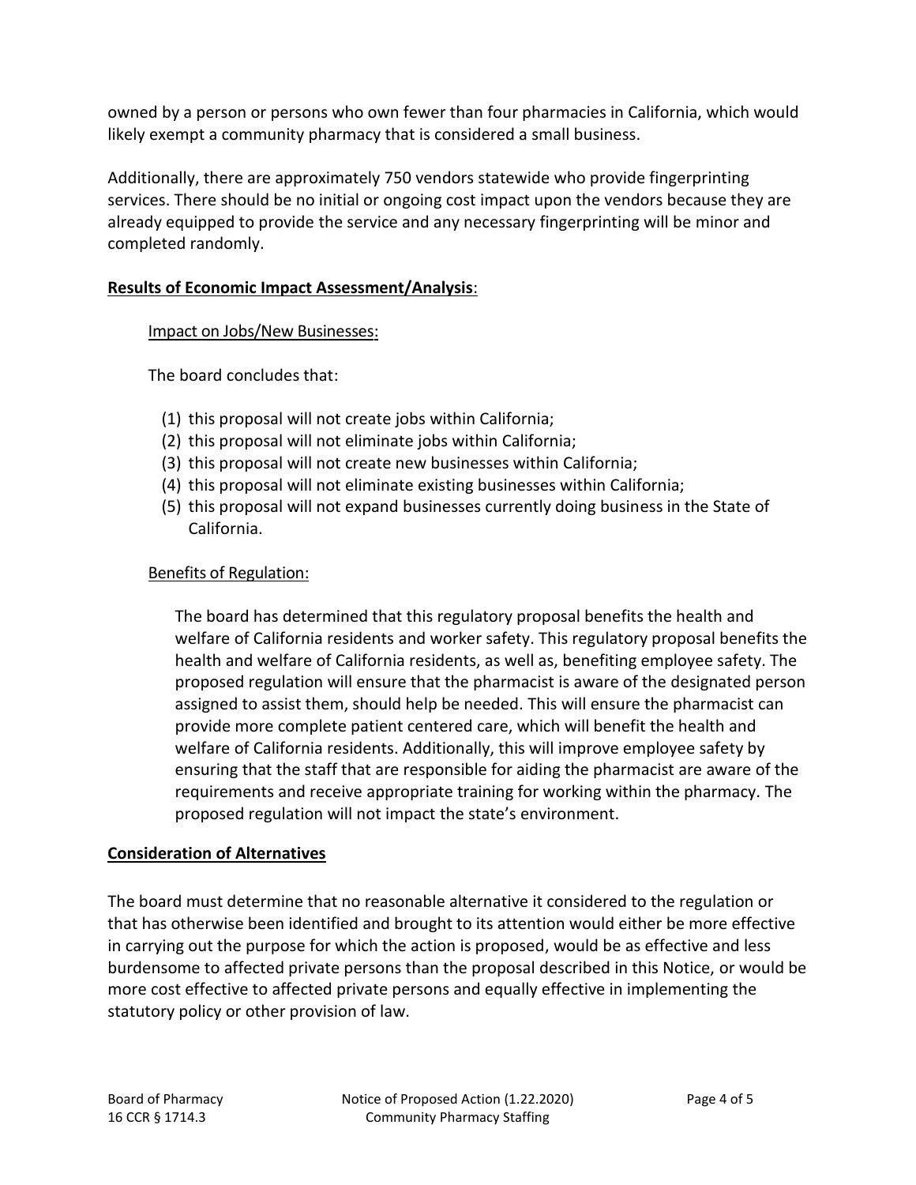owned by a person or persons who own fewer than four pharmacies in California, which would likely exempt a community pharmacy that is considered a small business.

Additionally, there are approximately 750 vendors statewide who provide fingerprinting services. There should be no initial or ongoing cost impact upon the vendors because they are already equipped to provide the service and any necessary fingerprinting will be minor and completed randomly.

**Results of Economic Impact Assessment/Analysis**:

Impact on Jobs/New Businesses:

The board concludes that:

(1) this proposal will not create jobs within California;
(2) this proposal will not eliminate jobs within California;
(3) this proposal will not create new businesses within California;
(4) this proposal will not eliminate existing businesses within California;
(5) this proposal will not expand businesses currently doing business in the State of California.

Benefits of Regulation:

The board has determined that this regulatory proposal benefits the health and welfare of California residents and worker safety. This regulatory proposal benefits the health and welfare of California residents, as well as, benefiting employee safety. The proposed regulation will ensure that the pharmacist is aware of the designated person assigned to assist them, should help be needed. This will ensure the pharmacist can provide more complete patient centered care, which will benefit the health and welfare of California residents. Additionally, this will improve employee safety by ensuring that the staff that are responsible for aiding the pharmacist are aware of the requirements and receive appropriate training for working within the pharmacy. The proposed regulation will not impact the state's environment.

**Consideration of Alternatives**

The board must determine that no reasonable alternative it considered to the regulation or that has otherwise been identified and brought to its attention would either be more effective in carrying out the purpose for which the action is proposed, would be as effective and less burdensome to affected private persons than the proposal described in this Notice, or would be more cost effective to affected private persons and equally effective in implementing the statutory policy or other provision of law.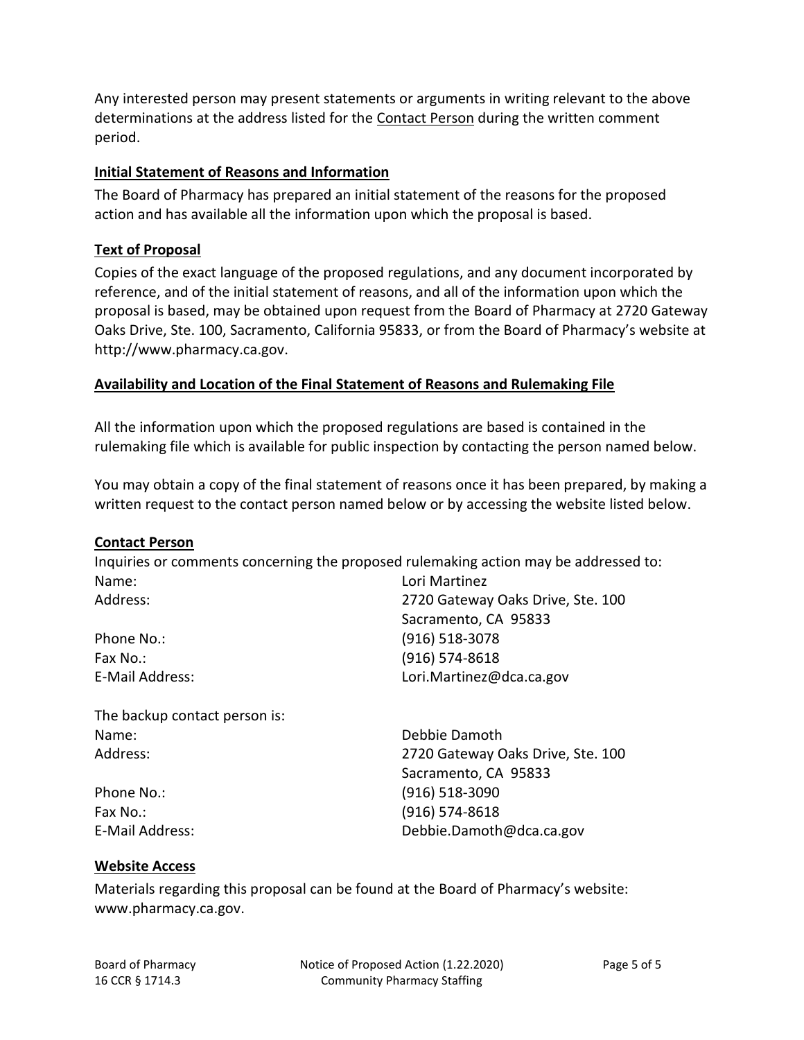Any interested person may present statements or arguments in writing relevant to the above determinations at the address listed for the Contact Person during the written comment period.

## Initial Statement of Reasons and Information

The Board of Pharmacy has prepared an initial statement of the reasons for the proposed action and has available all the information upon which the proposal is based.

## Text of Proposal

Copies of the exact language of the proposed regulations, and any document incorporated by reference, and of the initial statement of reasons, and all of the information upon which the proposal is based, may be obtained upon request from the Board of Pharmacy at 2720 Gateway Oaks Drive, Ste. 100, Sacramento, California 95833, or from the Board of Pharmacy's website at http://www.pharmacy.ca.gov.

## Availability and Location of the Final Statement of Reasons and Rulemaking File

All the information upon which the proposed regulations are based is contained in the rulemaking file which is available for public inspection by contacting the person named below.

You may obtain a copy of the final statement of reasons once it has been prepared, by making a written request to the contact person named below or by accessing the website listed below.

## Contact Person

Inquiries or comments concerning the proposed rulemaking action may be addressed to:

| | |
|---|---|
| Name: | Lori Martinez |
| Address: | 2720 Gateway Oaks Drive, Ste. 100<br>Sacramento, CA 95833 |
| Phone No.: | (916) 518-3078 |
| Fax No.: | (916) 574-8618 |
| E-Mail Address: | Lori.Martinez@dca.ca.gov |

The backup contact person is:

| | |
|---|---|
| Name: | Debbie Damoth |
| Address: | 2720 Gateway Oaks Drive, Ste. 100<br>Sacramento, CA 95833 |
| Phone No.: | (916) 518-3090 |
| Fax No.: | (916) 574-8618 |
| E-Mail Address: | Debbie.Damoth@dca.ca.gov |

## Website Access

Materials regarding this proposal can be found at the Board of Pharmacy's website: www.pharmacy.ca.gov.